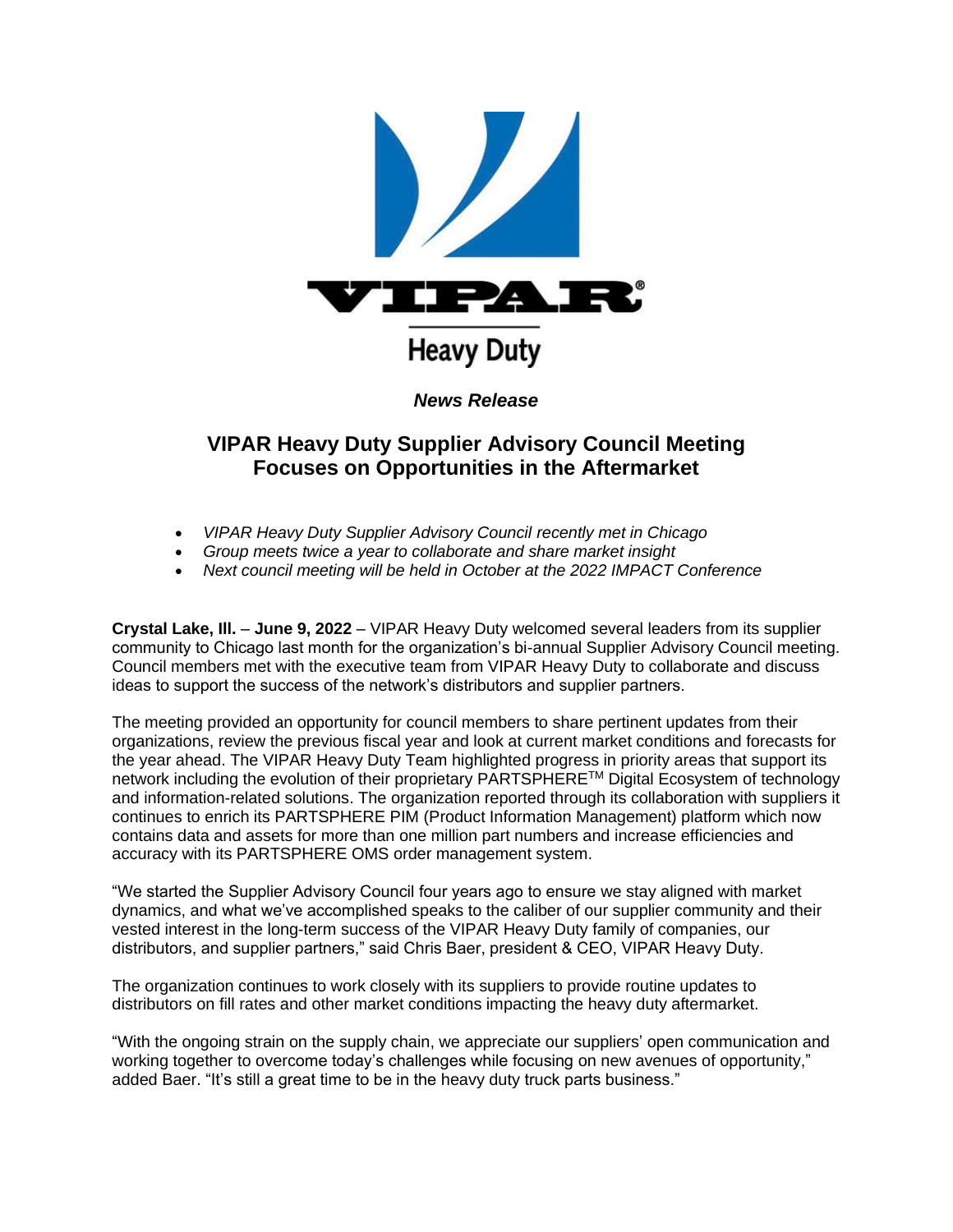VIPAR®

Heavy Duty

*News Release*

# VIPAR Heavy Duty Supplier Advisory Council Meeting Focuses on Opportunities in the Aftermarket

- *VIPAR Heavy Duty Supplier Advisory Council recently met in Chicago*
- *Group meets twice a year to collaborate and share market insight*
- *Next council meeting will be held in October at the 2022 IMPACT Conference*

**Crystal Lake, Ill.** – **June 9, 2022** – VIPAR Heavy Duty welcomed several leaders from its supplier community to Chicago last month for the organization's bi-annual Supplier Advisory Council meeting. Council members met with the executive team from VIPAR Heavy Duty to collaborate and discuss ideas to support the success of the network's distributors and supplier partners.

The meeting provided an opportunity for council members to share pertinent updates from their organizations, review the previous fiscal year and look at current market conditions and forecasts for the year ahead. The VIPAR Heavy Duty Team highlighted progress in priority areas that support its network including the evolution of their proprietary PARTSPHERE™ Digital Ecosystem of technology and information-related solutions. The organization reported through its collaboration with suppliers it continues to enrich its PARTSPHERE PIM (Product Information Management) platform which now contains data and assets for more than one million part numbers and increase efficiencies and accuracy with its PARTSPHERE OMS order management system.

"We started the Supplier Advisory Council four years ago to ensure we stay aligned with market dynamics, and what we've accomplished speaks to the caliber of our supplier community and their vested interest in the long-term success of the VIPAR Heavy Duty family of companies, our distributors, and supplier partners," said Chris Baer, president & CEO, VIPAR Heavy Duty.

The organization continues to work closely with its suppliers to provide routine updates to distributors on fill rates and other market conditions impacting the heavy duty aftermarket.

"With the ongoing strain on the supply chain, we appreciate our suppliers' open communication and working together to overcome today's challenges while focusing on new avenues of opportunity," added Baer. "It's still a great time to be in the heavy duty truck parts business."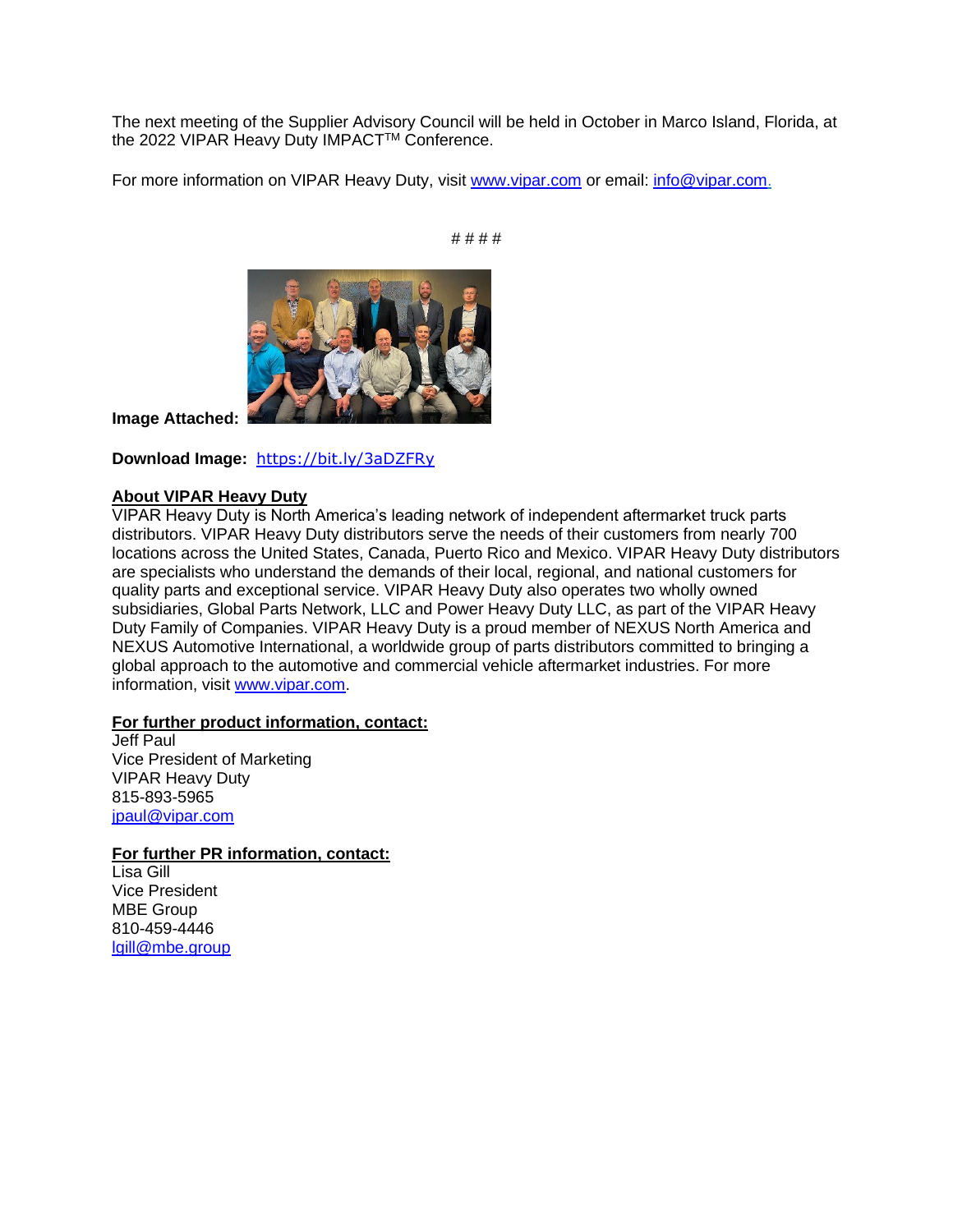The next meeting of the Supplier Advisory Council will be held in October in Marco Island, Florida, at the 2022 VIPAR Heavy Duty IMPACT™ Conference.

For more information on VIPAR Heavy Duty, visit www.vipar.com or email: info@vipar.com.

# # # #

**Image Attached:**

**Download Image:** https://bit.ly/3aDZFRy

**About VIPAR Heavy Duty**

VIPAR Heavy Duty is North America's leading network of independent aftermarket truck parts distributors. VIPAR Heavy Duty distributors serve the needs of their customers from nearly 700 locations across the United States, Canada, Puerto Rico and Mexico. VIPAR Heavy Duty distributors are specialists who understand the demands of their local, regional, and national customers for quality parts and exceptional service. VIPAR Heavy Duty also operates two wholly owned subsidiaries, Global Parts Network, LLC and Power Heavy Duty LLC, as part of the VIPAR Heavy Duty Family of Companies. VIPAR Heavy Duty is a proud member of NEXUS North America and NEXUS Automotive International, a worldwide group of parts distributors committed to bringing a global approach to the automotive and commercial vehicle aftermarket industries. For more information, visit www.vipar.com.

**For further product information, contact:**

Jeff Paul
Vice President of Marketing
VIPAR Heavy Duty
815-893-5965
jpaul@vipar.com

**For further PR information, contact:**

Lisa Gill
Vice President
MBE Group
810-459-4446
lgill@mbe.group